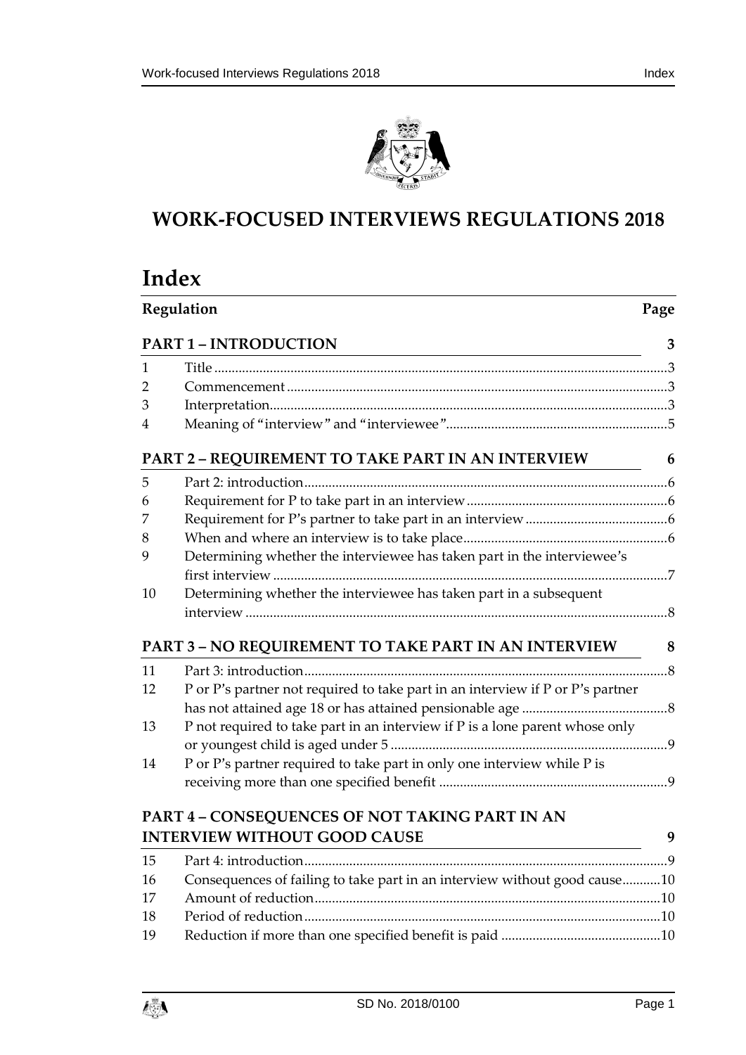# WORK-FOCUSED INTERVIEWS REGULATIONS 2018

# Index

| Regulation | | Page |
|---|---|---|
| **PART 1 – INTRODUCTION** | | **3** |
| 1 | Title | 3 |
| 2 | Commencement | 3 |
| 3 | Interpretation | 3 |
| 4 | Meaning of "interview" and "interviewee" | 5 |
| **PART 2 – REQUIREMENT TO TAKE PART IN AN INTERVIEW** | | **6** |
| 5 | Part 2: introduction | 6 |
| 6 | Requirement for P to take part in an interview | 6 |
| 7 | Requirement for P's partner to take part in an interview | 6 |
| 8 | When and where an interview is to take place | 6 |
| 9 | Determining whether the interviewee has taken part in the interviewee's first interview | 7 |
| 10 | Determining whether the interviewee has taken part in a subsequent interview | 8 |
| **PART 3 – NO REQUIREMENT TO TAKE PART IN AN INTERVIEW** | | **8** |
| 11 | Part 3: introduction | 8 |
| 12 | P or P's partner not required to take part in an interview if P or P's partner has not attained age 18 or has attained pensionable age | 8 |
| 13 | P not required to take part in an interview if P is a lone parent whose only or youngest child is aged under 5 | 9 |
| 14 | P or P's partner required to take part in only one interview while P is receiving more than one specified benefit | 9 |
| **PART 4 – CONSEQUENCES OF NOT TAKING PART IN AN INTERVIEW WITHOUT GOOD CAUSE** | | **9** |
| 15 | Part 4: introduction | 9 |
| 16 | Consequences of failing to take part in an interview without good cause | 10 |
| 17 | Amount of reduction | 10 |
| 18 | Period of reduction | 10 |
| 19 | Reduction if more than one specified benefit is paid | 10 |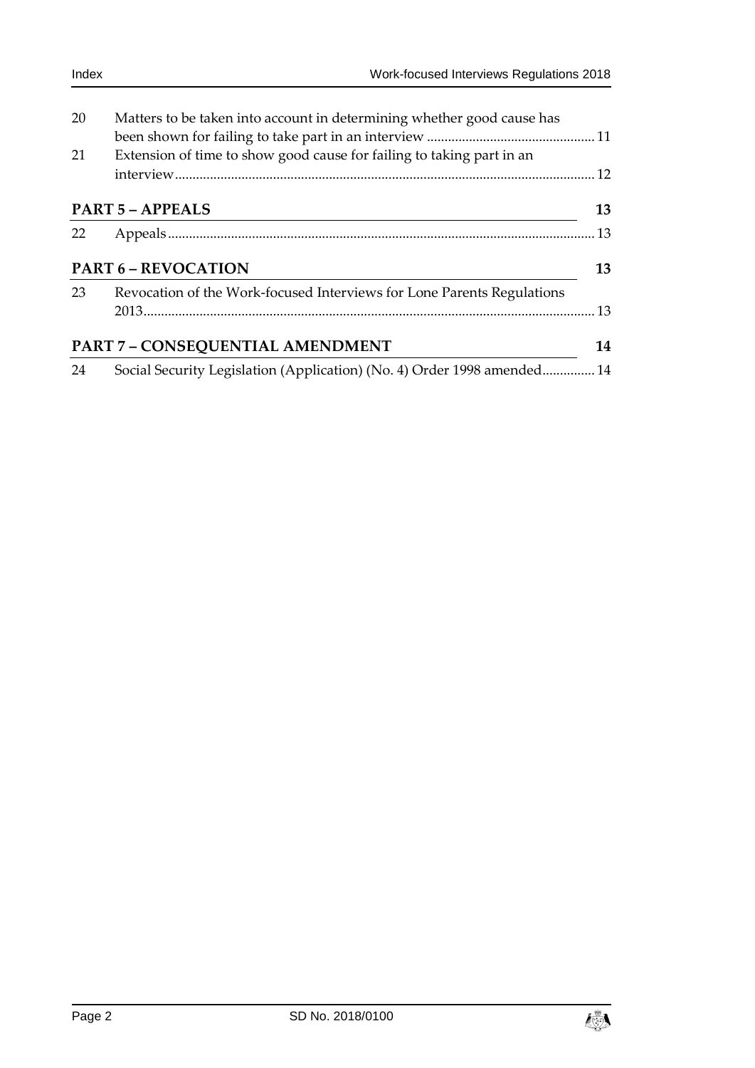| | | |
|---|---|---|
| 20 | Matters to be taken into account in determining whether good cause has been shown for failing to take part in an interview | 11 |
| 21 | Extension of time to show good cause for failing to taking part in an interview | 12 |

**PART 5 – APPEALS** 13

| | | |
|---|---|---|
| 22 | Appeals | 13 |

**PART 6 – REVOCATION** 13

| | | |
|---|---|---|
| 23 | Revocation of the Work-focused Interviews for Lone Parents Regulations 2013 | 13 |

**PART 7 – CONSEQUENTIAL AMENDMENT** 14

| | | |
|---|---|---|
| 24 | Social Security Legislation (Application) (No. 4) Order 1998 amended | 14 |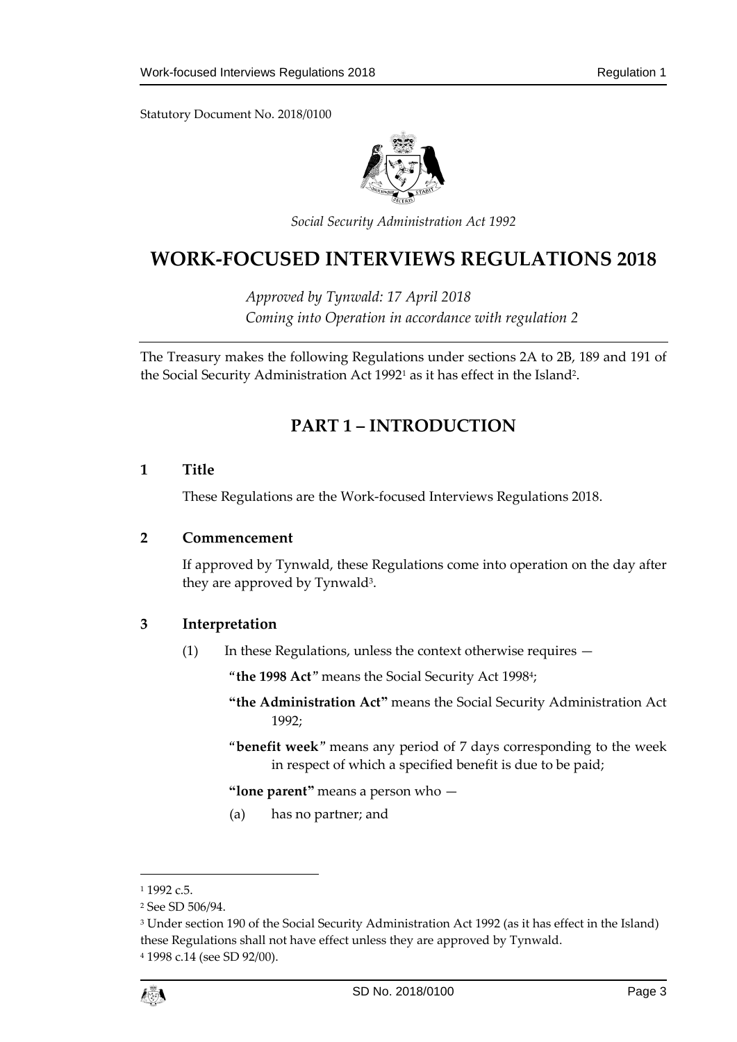Statutory Document No. 2018/0100

*Social Security Administration Act 1992*

# WORK-FOCUSED INTERVIEWS REGULATIONS 2018

*Approved by Tynwald: 17 April 2018*
*Coming into Operation in accordance with regulation 2*

The Treasury makes the following Regulations under sections 2A to 2B, 189 and 191 of the Social Security Administration Act 1992[1] as it has effect in the Island[2].

## PART 1 – INTRODUCTION

### 1 Title

These Regulations are the Work-focused Interviews Regulations 2018.

### 2 Commencement

If approved by Tynwald, these Regulations come into operation on the day after they are approved by Tynwald[3].

### 3 Interpretation

(1) In these Regulations, unless the context otherwise requires —

"**the 1998 Act**" means the Social Security Act 1998[4];

**"the Administration Act"** means the Social Security Administration Act 1992;

"**benefit week**" means any period of 7 days corresponding to the week in respect of which a specified benefit is due to be paid;

**"lone parent"** means a person who —

(a) has no partner; and

---

[1] 1992 c.5.

[2] See SD 506/94.

[3] Under section 190 of the Social Security Administration Act 1992 (as it has effect in the Island) these Regulations shall not have effect unless they are approved by Tynwald.

[4] 1998 c.14 (see SD 92/00).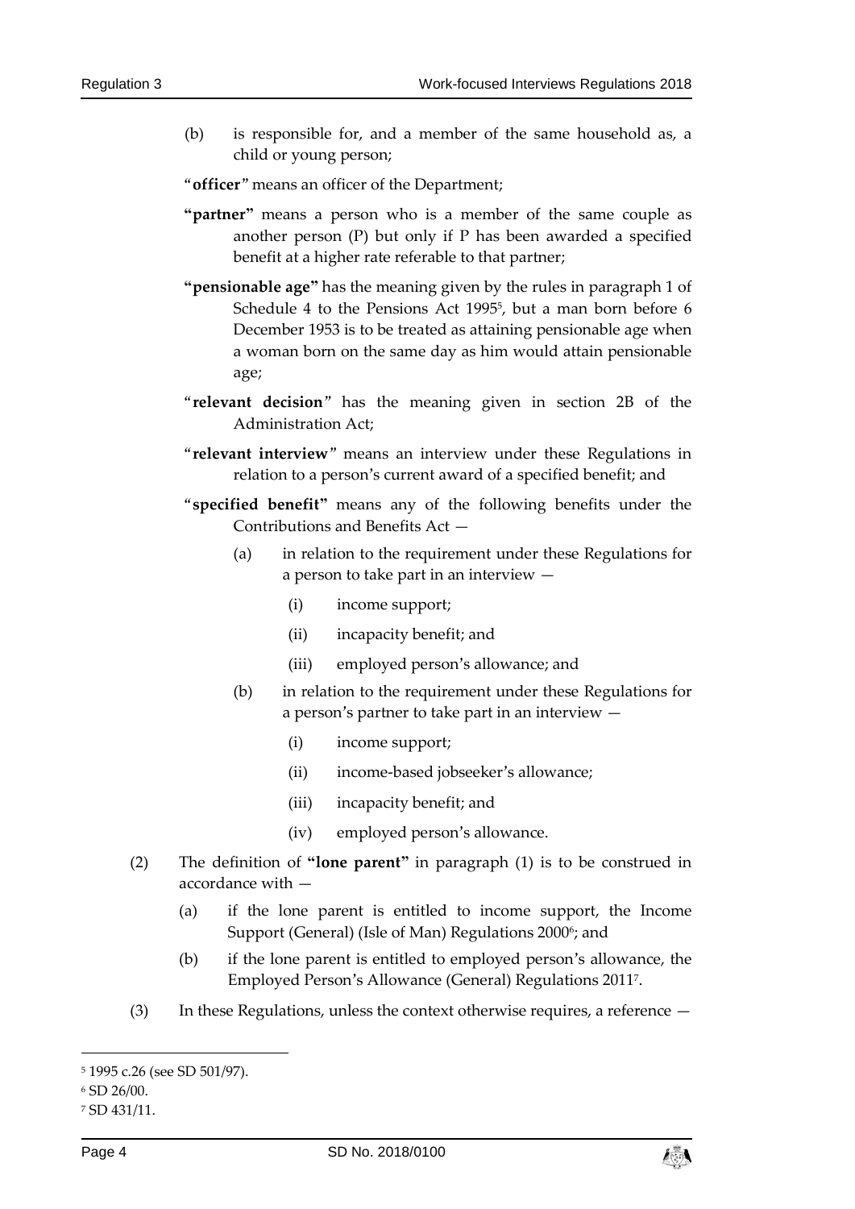(b) is responsible for, and a member of the same household as, a child or young person;

"**officer**" means an officer of the Department;

**"partner"** means a person who is a member of the same couple as another person (P) but only if P has been awarded a specified benefit at a higher rate referable to that partner;

**"pensionable age"** has the meaning given by the rules in paragraph 1 of Schedule 4 to the Pensions Act 1995[5], but a man born before 6 December 1953 is to be treated as attaining pensionable age when a woman born on the same day as him would attain pensionable age;

"**relevant decision**" has the meaning given in section 2B of the Administration Act;

"**relevant interview**" means an interview under these Regulations in relation to a person's current award of a specified benefit; and

"**specified benefit"** means any of the following benefits under the Contributions and Benefits Act —

- (a) in relation to the requirement under these Regulations for a person to take part in an interview —
  - (i) income support;
  - (ii) incapacity benefit; and
  - (iii) employed person's allowance; and
- (b) in relation to the requirement under these Regulations for a person's partner to take part in an interview —
  - (i) income support;
  - (ii) income-based jobseeker's allowance;
  - (iii) incapacity benefit; and
  - (iv) employed person's allowance.

(2) The definition of **"lone parent"** in paragraph (1) is to be construed in accordance with —

- (a) if the lone parent is entitled to income support, the Income Support (General) (Isle of Man) Regulations 2000[6]; and
- (b) if the lone parent is entitled to employed person's allowance, the Employed Person's Allowance (General) Regulations 2011[7].

(3) In these Regulations, unless the context otherwise requires, a reference —

---

[5] 1995 c.26 (see SD 501/97).

[6] SD 26/00.

[7] SD 431/11.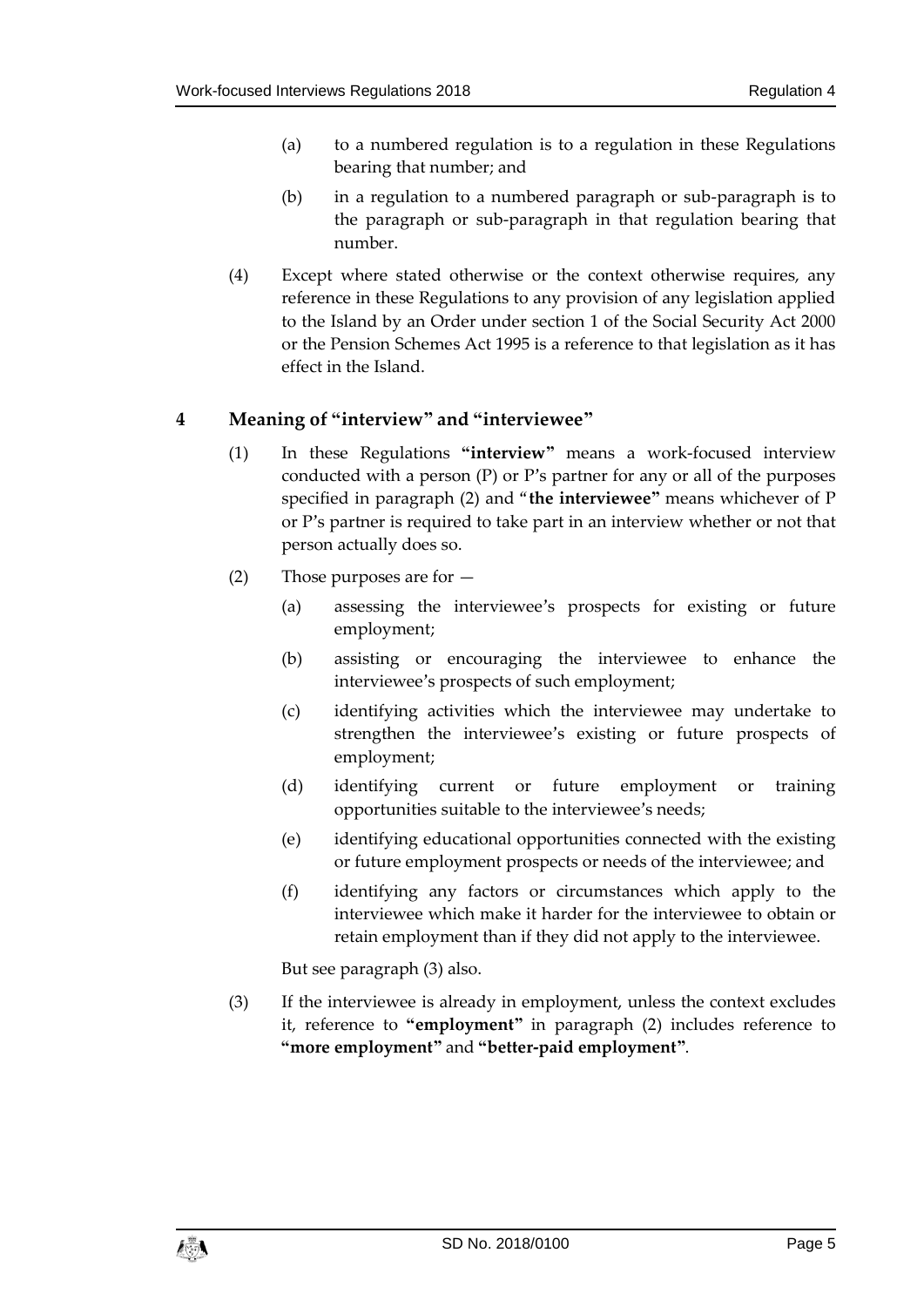(a) to a numbered regulation is to a regulation in these Regulations bearing that number; and

(b) in a regulation to a numbered paragraph or sub-paragraph is to the paragraph or sub-paragraph in that regulation bearing that number.

(4) Except where stated otherwise or the context otherwise requires, any reference in these Regulations to any provision of any legislation applied to the Island by an Order under section 1 of the Social Security Act 2000 or the Pension Schemes Act 1995 is a reference to that legislation as it has effect in the Island.

## 4 Meaning of "interview" and "interviewee"

(1) In these Regulations **"interview"** means a work-focused interview conducted with a person (P) or P's partner for any or all of the purposes specified in paragraph (2) and "**the interviewee"** means whichever of P or P's partner is required to take part in an interview whether or not that person actually does so.

(2) Those purposes are for —

(a) assessing the interviewee's prospects for existing or future employment;

(b) assisting or encouraging the interviewee to enhance the interviewee's prospects of such employment;

(c) identifying activities which the interviewee may undertake to strengthen the interviewee's existing or future prospects of employment;

(d) identifying current or future employment or training opportunities suitable to the interviewee's needs;

(e) identifying educational opportunities connected with the existing or future employment prospects or needs of the interviewee; and

(f) identifying any factors or circumstances which apply to the interviewee which make it harder for the interviewee to obtain or retain employment than if they did not apply to the interviewee.

But see paragraph (3) also.

(3) If the interviewee is already in employment, unless the context excludes it, reference to **"employment"** in paragraph (2) includes reference to **"more employment"** and **"better-paid employment"**.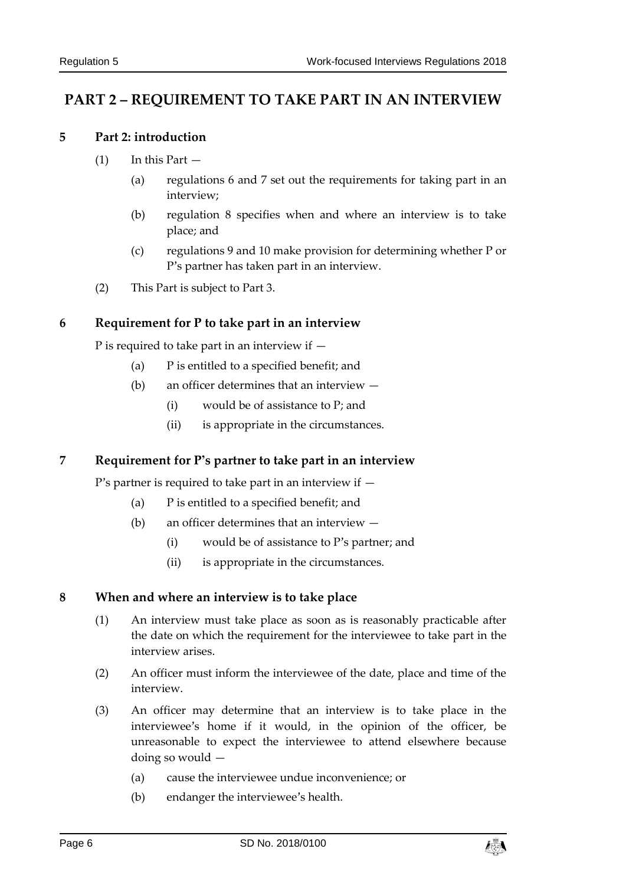# PART 2 – REQUIREMENT TO TAKE PART IN AN INTERVIEW

## 5 Part 2: introduction

(1) In this Part —

- (a) regulations 6 and 7 set out the requirements for taking part in an interview;
- (b) regulation 8 specifies when and where an interview is to take place; and
- (c) regulations 9 and 10 make provision for determining whether P or P's partner has taken part in an interview.

(2) This Part is subject to Part 3.

## 6 Requirement for P to take part in an interview

P is required to take part in an interview if —

- (a) P is entitled to a specified benefit; and
- (b) an officer determines that an interview —
  - (i) would be of assistance to P; and
  - (ii) is appropriate in the circumstances.

## 7 Requirement for P's partner to take part in an interview

P's partner is required to take part in an interview if —

- (a) P is entitled to a specified benefit; and
- (b) an officer determines that an interview —
  - (i) would be of assistance to P's partner; and
  - (ii) is appropriate in the circumstances.

## 8 When and where an interview is to take place

(1) An interview must take place as soon as is reasonably practicable after the date on which the requirement for the interviewee to take part in the interview arises.

(2) An officer must inform the interviewee of the date, place and time of the interview.

(3) An officer may determine that an interview is to take place in the interviewee's home if it would, in the opinion of the officer, be unreasonable to expect the interviewee to attend elsewhere because doing so would —

- (a) cause the interviewee undue inconvenience; or
- (b) endanger the interviewee's health.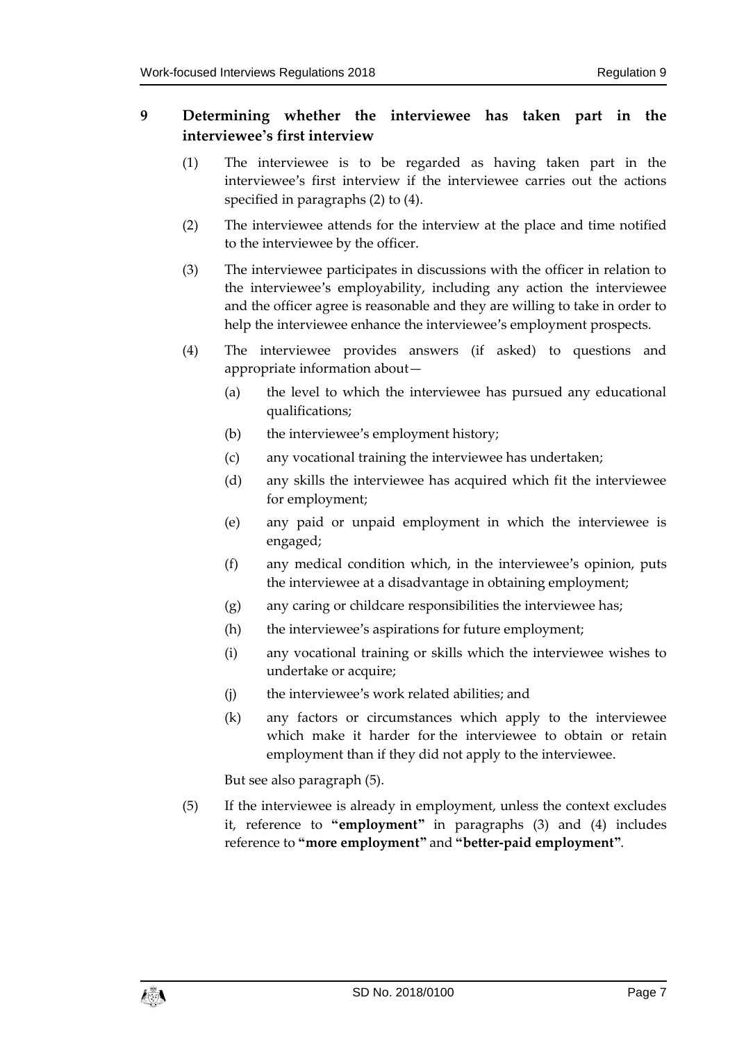## 9 Determining whether the interviewee has taken part in the interviewee's first interview

(1) The interviewee is to be regarded as having taken part in the interviewee's first interview if the interviewee carries out the actions specified in paragraphs (2) to (4).

(2) The interviewee attends for the interview at the place and time notified to the interviewee by the officer.

(3) The interviewee participates in discussions with the officer in relation to the interviewee's employability, including any action the interviewee and the officer agree is reasonable and they are willing to take in order to help the interviewee enhance the interviewee's employment prospects.

(4) The interviewee provides answers (if asked) to questions and appropriate information about—

- (a) the level to which the interviewee has pursued any educational qualifications;
- (b) the interviewee's employment history;
- (c) any vocational training the interviewee has undertaken;
- (d) any skills the interviewee has acquired which fit the interviewee for employment;
- (e) any paid or unpaid employment in which the interviewee is engaged;
- (f) any medical condition which, in the interviewee's opinion, puts the interviewee at a disadvantage in obtaining employment;
- (g) any caring or childcare responsibilities the interviewee has;
- (h) the interviewee's aspirations for future employment;
- (i) any vocational training or skills which the interviewee wishes to undertake or acquire;
- (j) the interviewee's work related abilities; and
- (k) any factors or circumstances which apply to the interviewee which make it harder for the interviewee to obtain or retain employment than if they did not apply to the interviewee.

But see also paragraph (5).

(5) If the interviewee is already in employment, unless the context excludes it, reference to **"employment"** in paragraphs (3) and (4) includes reference to **"more employment"** and **"better-paid employment"**.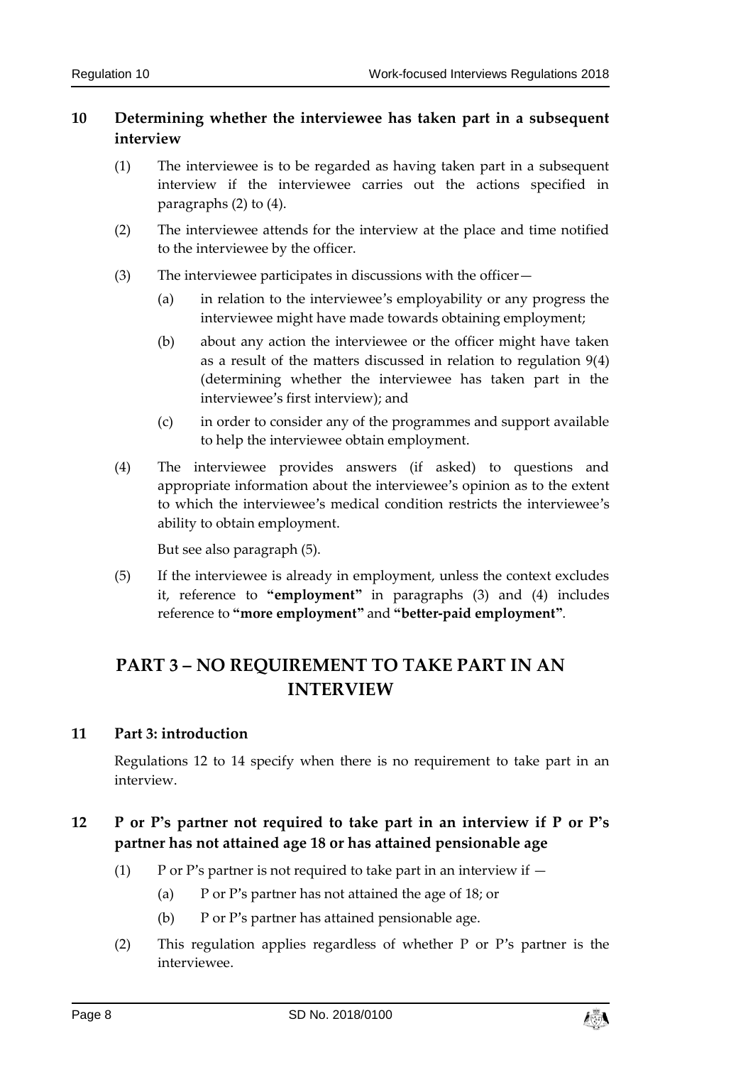## 10 Determining whether the interviewee has taken part in a subsequent interview

(1) The interviewee is to be regarded as having taken part in a subsequent interview if the interviewee carries out the actions specified in paragraphs (2) to (4).

(2) The interviewee attends for the interview at the place and time notified to the interviewee by the officer.

(3) The interviewee participates in discussions with the officer—

(a) in relation to the interviewee's employability or any progress the interviewee might have made towards obtaining employment;

(b) about any action the interviewee or the officer might have taken as a result of the matters discussed in relation to regulation 9(4) (determining whether the interviewee has taken part in the interviewee's first interview); and

(c) in order to consider any of the programmes and support available to help the interviewee obtain employment.

(4) The interviewee provides answers (if asked) to questions and appropriate information about the interviewee's opinion as to the extent to which the interviewee's medical condition restricts the interviewee's ability to obtain employment.

But see also paragraph (5).

(5) If the interviewee is already in employment, unless the context excludes it, reference to **"employment"** in paragraphs (3) and (4) includes reference to **"more employment"** and **"better-paid employment"**.

# PART 3 – NO REQUIREMENT TO TAKE PART IN AN INTERVIEW

## 11 Part 3: introduction

Regulations 12 to 14 specify when there is no requirement to take part in an interview.

## 12 P or P's partner not required to take part in an interview if P or P's partner has not attained age 18 or has attained pensionable age

(1) P or P's partner is not required to take part in an interview if —

(a) P or P's partner has not attained the age of 18; or

(b) P or P's partner has attained pensionable age.

(2) This regulation applies regardless of whether P or P's partner is the interviewee.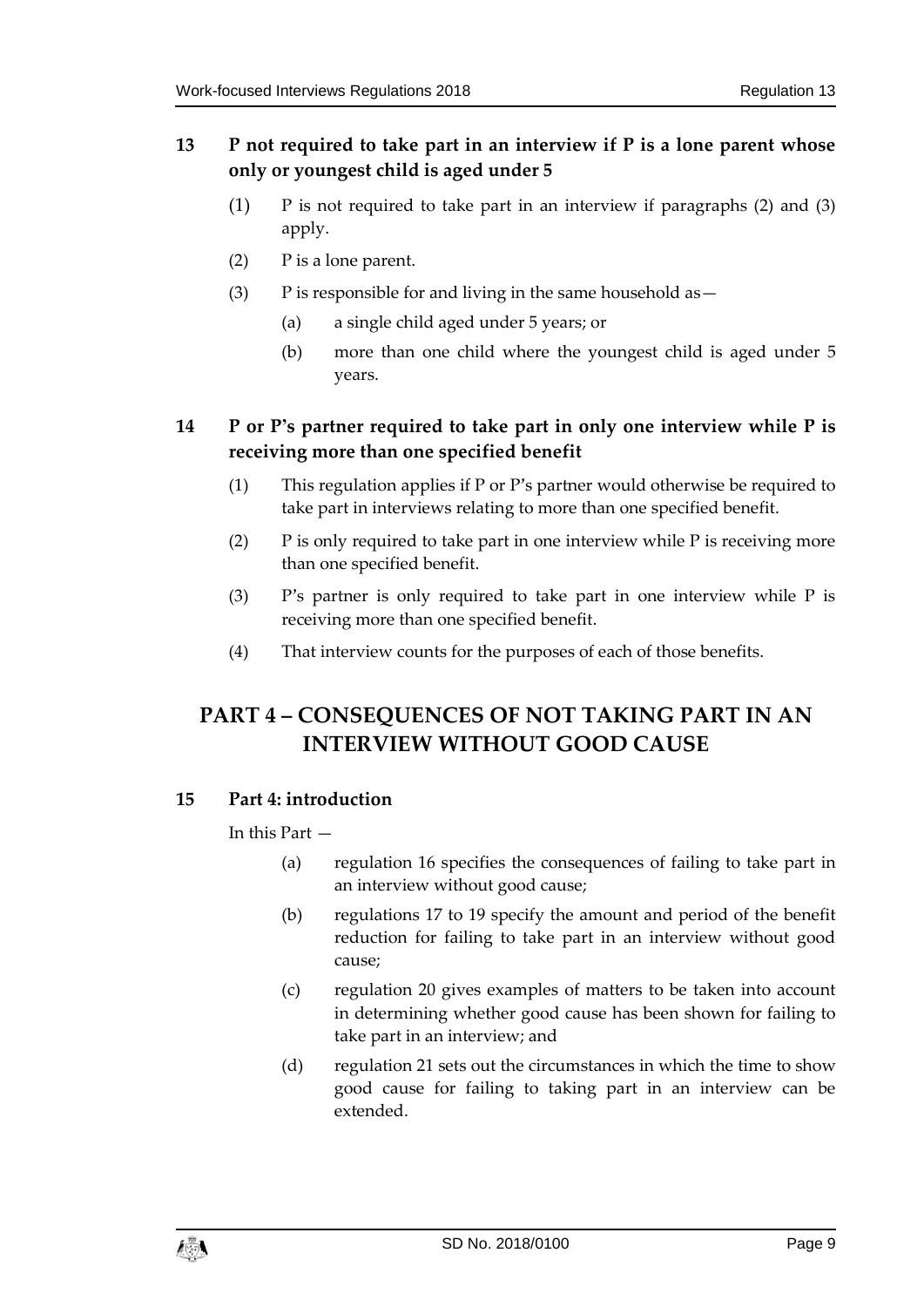### 13 P not required to take part in an interview if P is a lone parent whose only or youngest child is aged under 5

(1) P is not required to take part in an interview if paragraphs (2) and (3) apply.

(2) P is a lone parent.

(3) P is responsible for and living in the same household as—

(a) a single child aged under 5 years; or

(b) more than one child where the youngest child is aged under 5 years.

### 14 P or P's partner required to take part in only one interview while P is receiving more than one specified benefit

(1) This regulation applies if P or P's partner would otherwise be required to take part in interviews relating to more than one specified benefit.

(2) P is only required to take part in one interview while P is receiving more than one specified benefit.

(3) P's partner is only required to take part in one interview while P is receiving more than one specified benefit.

(4) That interview counts for the purposes of each of those benefits.

## PART 4 – CONSEQUENCES OF NOT TAKING PART IN AN INTERVIEW WITHOUT GOOD CAUSE

### 15 Part 4: introduction

In this Part —

(a) regulation 16 specifies the consequences of failing to take part in an interview without good cause;

(b) regulations 17 to 19 specify the amount and period of the benefit reduction for failing to take part in an interview without good cause;

(c) regulation 20 gives examples of matters to be taken into account in determining whether good cause has been shown for failing to take part in an interview; and

(d) regulation 21 sets out the circumstances in which the time to show good cause for failing to taking part in an interview can be extended.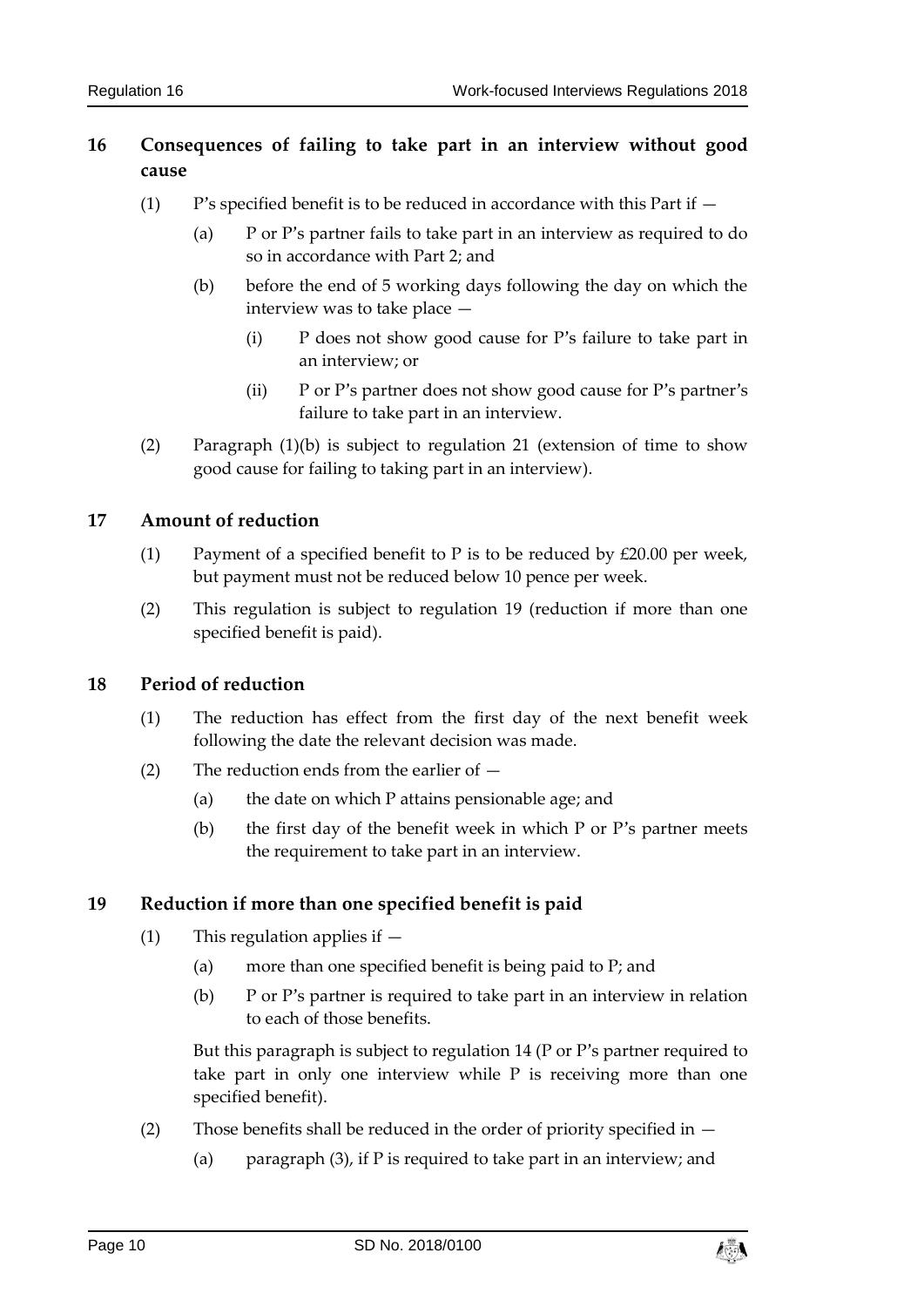## 16 Consequences of failing to take part in an interview without good cause

(1) P's specified benefit is to be reduced in accordance with this Part if —

(a) P or P's partner fails to take part in an interview as required to do so in accordance with Part 2; and

(b) before the end of 5 working days following the day on which the interview was to take place —

(i) P does not show good cause for P's failure to take part in an interview; or

(ii) P or P's partner does not show good cause for P's partner's failure to take part in an interview.

(2) Paragraph (1)(b) is subject to regulation 21 (extension of time to show good cause for failing to taking part in an interview).

## 17 Amount of reduction

(1) Payment of a specified benefit to P is to be reduced by £20.00 per week, but payment must not be reduced below 10 pence per week.

(2) This regulation is subject to regulation 19 (reduction if more than one specified benefit is paid).

## 18 Period of reduction

(1) The reduction has effect from the first day of the next benefit week following the date the relevant decision was made.

(2) The reduction ends from the earlier of —

(a) the date on which P attains pensionable age; and

(b) the first day of the benefit week in which P or P's partner meets the requirement to take part in an interview.

## 19 Reduction if more than one specified benefit is paid

(1) This regulation applies if —

(a) more than one specified benefit is being paid to P; and

(b) P or P's partner is required to take part in an interview in relation to each of those benefits.

But this paragraph is subject to regulation 14 (P or P's partner required to take part in only one interview while P is receiving more than one specified benefit).

(2) Those benefits shall be reduced in the order of priority specified in —

(a) paragraph (3), if P is required to take part in an interview; and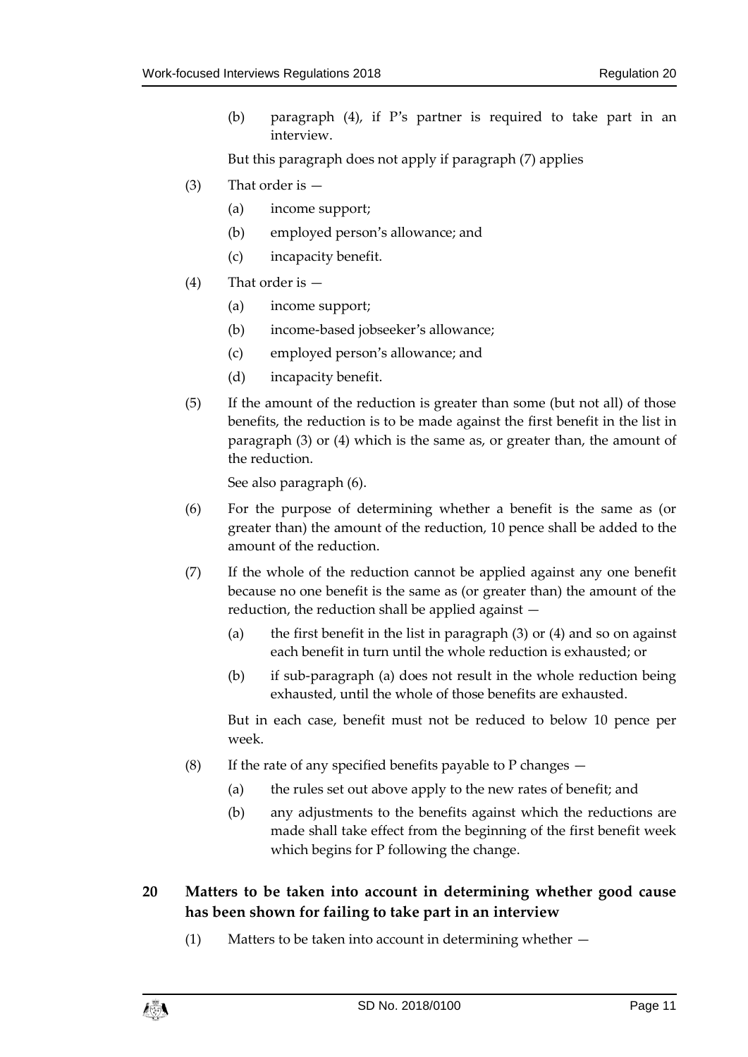(b) paragraph (4), if P's partner is required to take part in an interview.

But this paragraph does not apply if paragraph (7) applies

(3) That order is —

(a) income support;

(b) employed person's allowance; and

(c) incapacity benefit.

(4) That order is —

(a) income support;

(b) income-based jobseeker's allowance;

(c) employed person's allowance; and

(d) incapacity benefit.

(5) If the amount of the reduction is greater than some (but not all) of those benefits, the reduction is to be made against the first benefit in the list in paragraph (3) or (4) which is the same as, or greater than, the amount of the reduction.

See also paragraph (6).

(6) For the purpose of determining whether a benefit is the same as (or greater than) the amount of the reduction, 10 pence shall be added to the amount of the reduction.

(7) If the whole of the reduction cannot be applied against any one benefit because no one benefit is the same as (or greater than) the amount of the reduction, the reduction shall be applied against —

(a) the first benefit in the list in paragraph (3) or (4) and so on against each benefit in turn until the whole reduction is exhausted; or

(b) if sub-paragraph (a) does not result in the whole reduction being exhausted, until the whole of those benefits are exhausted.

But in each case, benefit must not be reduced to below 10 pence per week.

(8) If the rate of any specified benefits payable to P changes —

(a) the rules set out above apply to the new rates of benefit; and

(b) any adjustments to the benefits against which the reductions are made shall take effect from the beginning of the first benefit week which begins for P following the change.

## 20 Matters to be taken into account in determining whether good cause has been shown for failing to take part in an interview

(1) Matters to be taken into account in determining whether —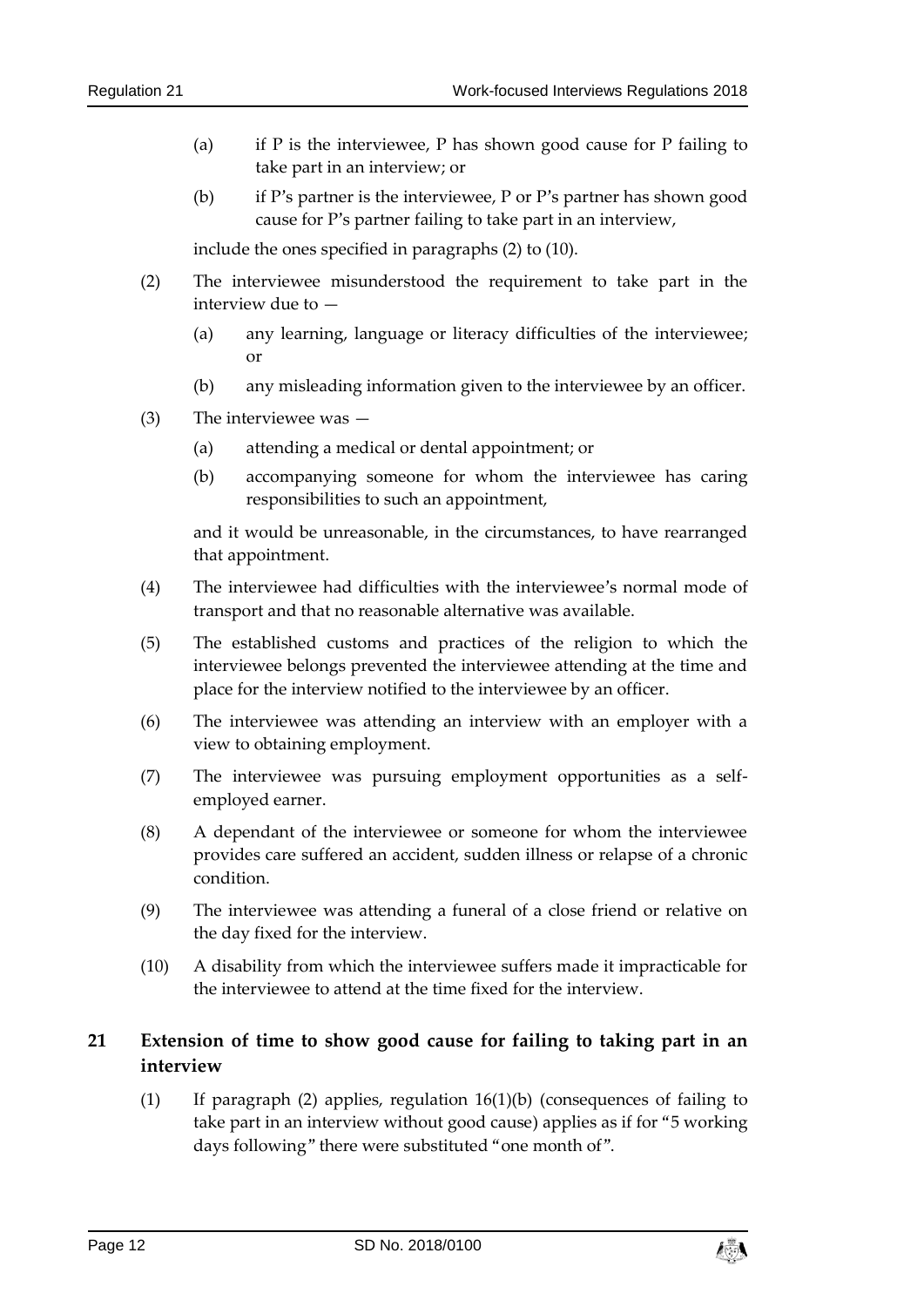(a) if P is the interviewee, P has shown good cause for P failing to take part in an interview; or

(b) if P's partner is the interviewee, P or P's partner has shown good cause for P's partner failing to take part in an interview,

include the ones specified in paragraphs (2) to (10).

(2) The interviewee misunderstood the requirement to take part in the interview due to —

(a) any learning, language or literacy difficulties of the interviewee; or

(b) any misleading information given to the interviewee by an officer.

(3) The interviewee was —

(a) attending a medical or dental appointment; or

(b) accompanying someone for whom the interviewee has caring responsibilities to such an appointment,

and it would be unreasonable, in the circumstances, to have rearranged that appointment.

(4) The interviewee had difficulties with the interviewee's normal mode of transport and that no reasonable alternative was available.

(5) The established customs and practices of the religion to which the interviewee belongs prevented the interviewee attending at the time and place for the interview notified to the interviewee by an officer.

(6) The interviewee was attending an interview with an employer with a view to obtaining employment.

(7) The interviewee was pursuing employment opportunities as a self-employed earner.

(8) A dependant of the interviewee or someone for whom the interviewee provides care suffered an accident, sudden illness or relapse of a chronic condition.

(9) The interviewee was attending a funeral of a close friend or relative on the day fixed for the interview.

(10) A disability from which the interviewee suffers made it impracticable for the interviewee to attend at the time fixed for the interview.

## 21 Extension of time to show good cause for failing to taking part in an interview

(1) If paragraph (2) applies, regulation 16(1)(b) (consequences of failing to take part in an interview without good cause) applies as if for "5 working days following" there were substituted "one month of".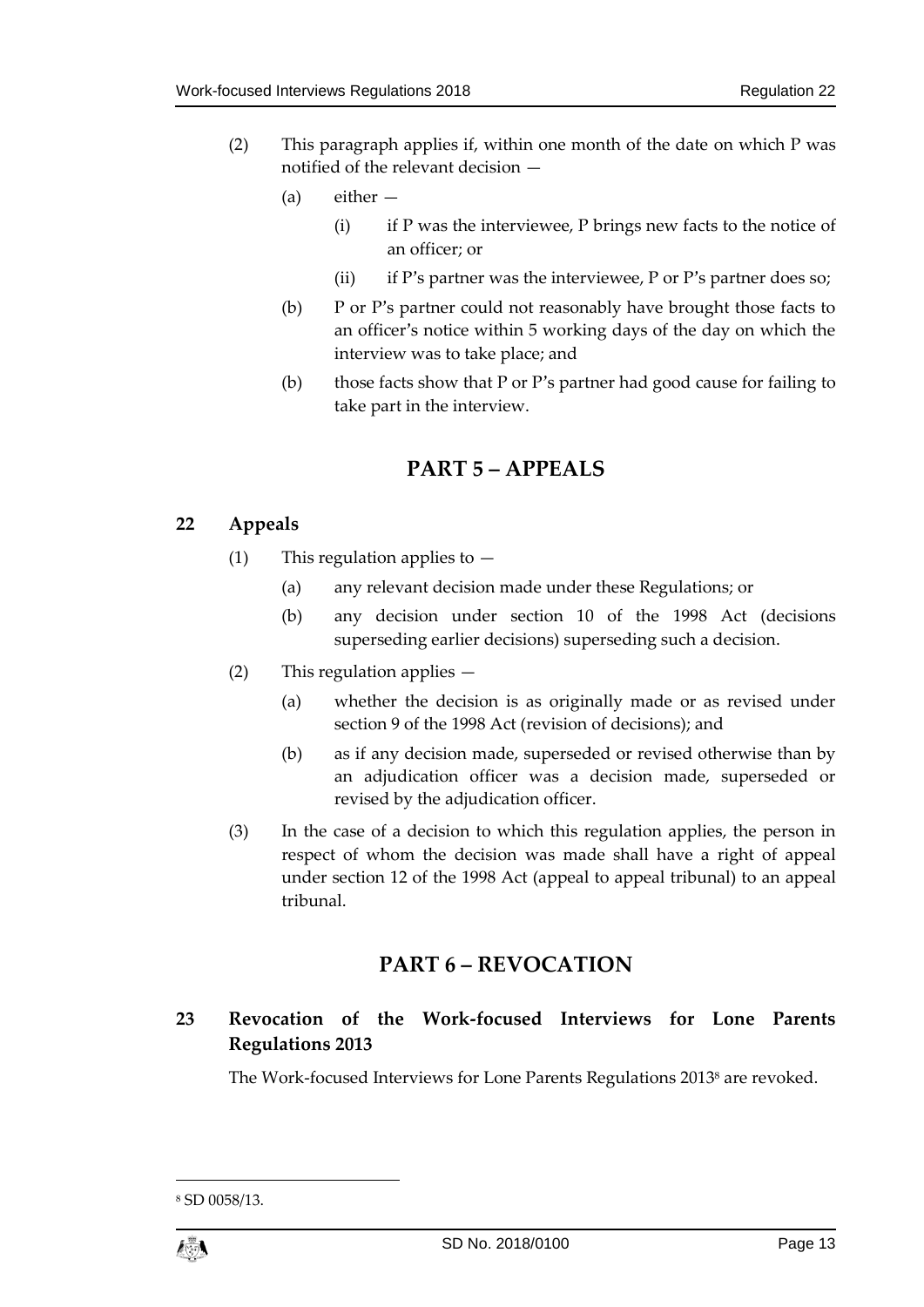(2) This paragraph applies if, within one month of the date on which P was notified of the relevant decision —

(a) either —

(i) if P was the interviewee, P brings new facts to the notice of an officer; or

(ii) if P's partner was the interviewee, P or P's partner does so;

(b) P or P's partner could not reasonably have brought those facts to an officer's notice within 5 working days of the day on which the interview was to take place; and

(b) those facts show that P or P's partner had good cause for failing to take part in the interview.

## PART 5 – APPEALS

### 22 Appeals

(1) This regulation applies to —

(a) any relevant decision made under these Regulations; or

(b) any decision under section 10 of the 1998 Act (decisions superseding earlier decisions) superseding such a decision.

(2) This regulation applies —

(a) whether the decision is as originally made or as revised under section 9 of the 1998 Act (revision of decisions); and

(b) as if any decision made, superseded or revised otherwise than by an adjudication officer was a decision made, superseded or revised by the adjudication officer.

(3) In the case of a decision to which this regulation applies, the person in respect of whom the decision was made shall have a right of appeal under section 12 of the 1998 Act (appeal to appeal tribunal) to an appeal tribunal.

## PART 6 – REVOCATION

### 23 Revocation of the Work-focused Interviews for Lone Parents Regulations 2013

The Work-focused Interviews for Lone Parents Regulations 2013[8] are revoked.

[8] SD 0058/13.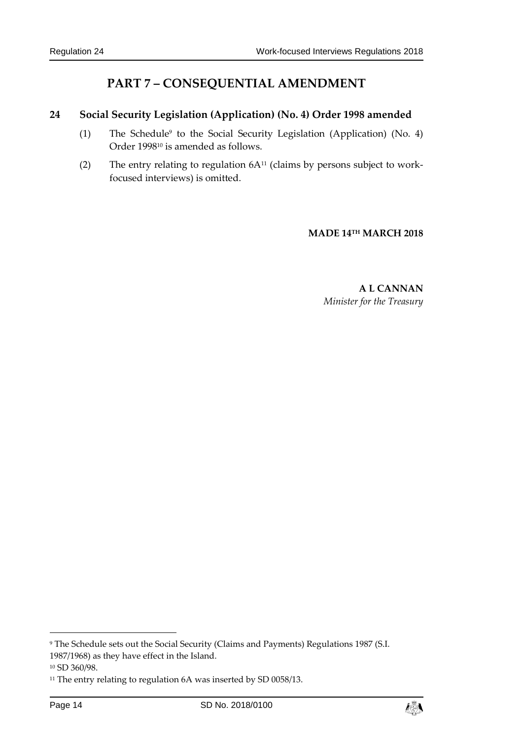# PART 7 – CONSEQUENTIAL AMENDMENT

## 24 Social Security Legislation (Application) (No. 4) Order 1998 amended

(1) The Schedule[9] to the Social Security Legislation (Application) (No. 4) Order 1998[10] is amended as follows.

(2) The entry relating to regulation 6A[11] (claims by persons subject to work-focused interviews) is omitted.

**MADE 14TH MARCH 2018**

**A L CANNAN**
*Minister for the Treasury*

---

[9] The Schedule sets out the Social Security (Claims and Payments) Regulations 1987 (S.I. 1987/1968) as they have effect in the Island.

[10] SD 360/98.

[11] The entry relating to regulation 6A was inserted by SD 0058/13.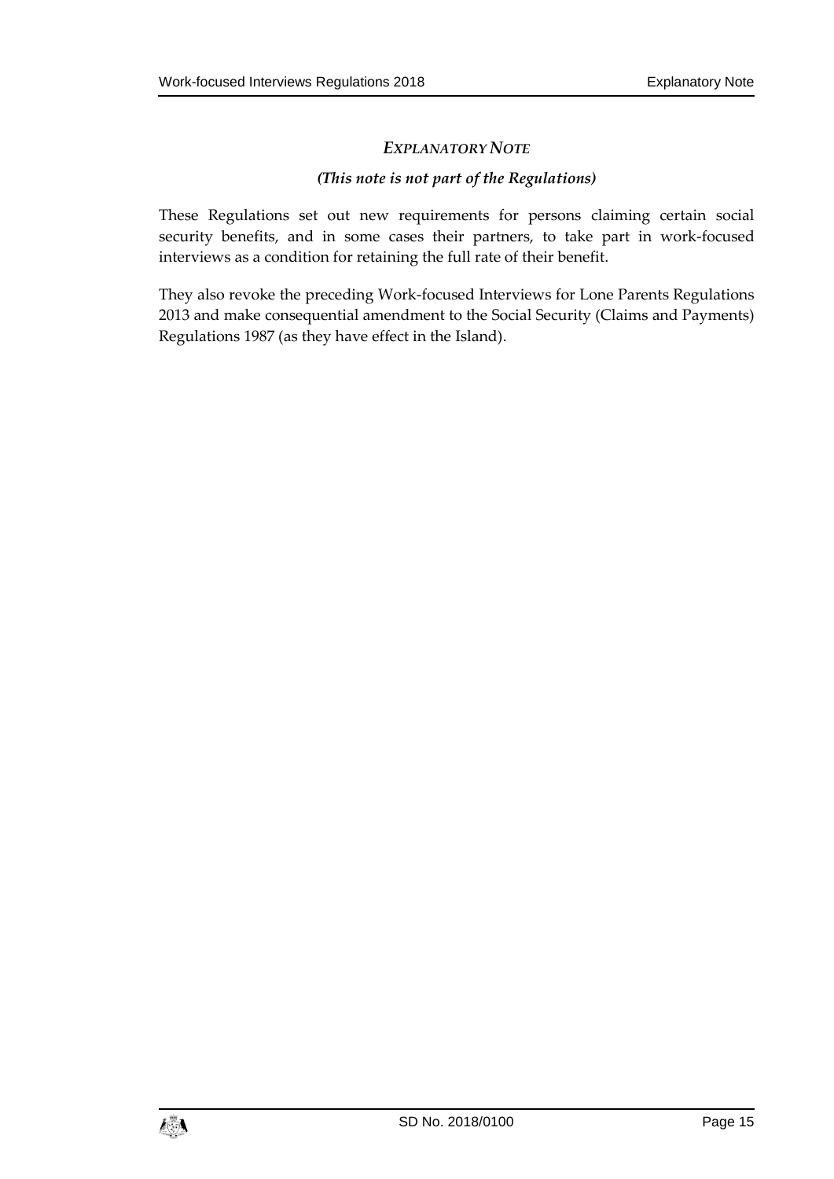## *EXPLANATORY NOTE*

### *(This note is not part of the Regulations)*

These Regulations set out new requirements for persons claiming certain social security benefits, and in some cases their partners, to take part in work-focused interviews as a condition for retaining the full rate of their benefit.

They also revoke the preceding Work-focused Interviews for Lone Parents Regulations 2013 and make consequential amendment to the Social Security (Claims and Payments) Regulations 1987 (as they have effect in the Island).